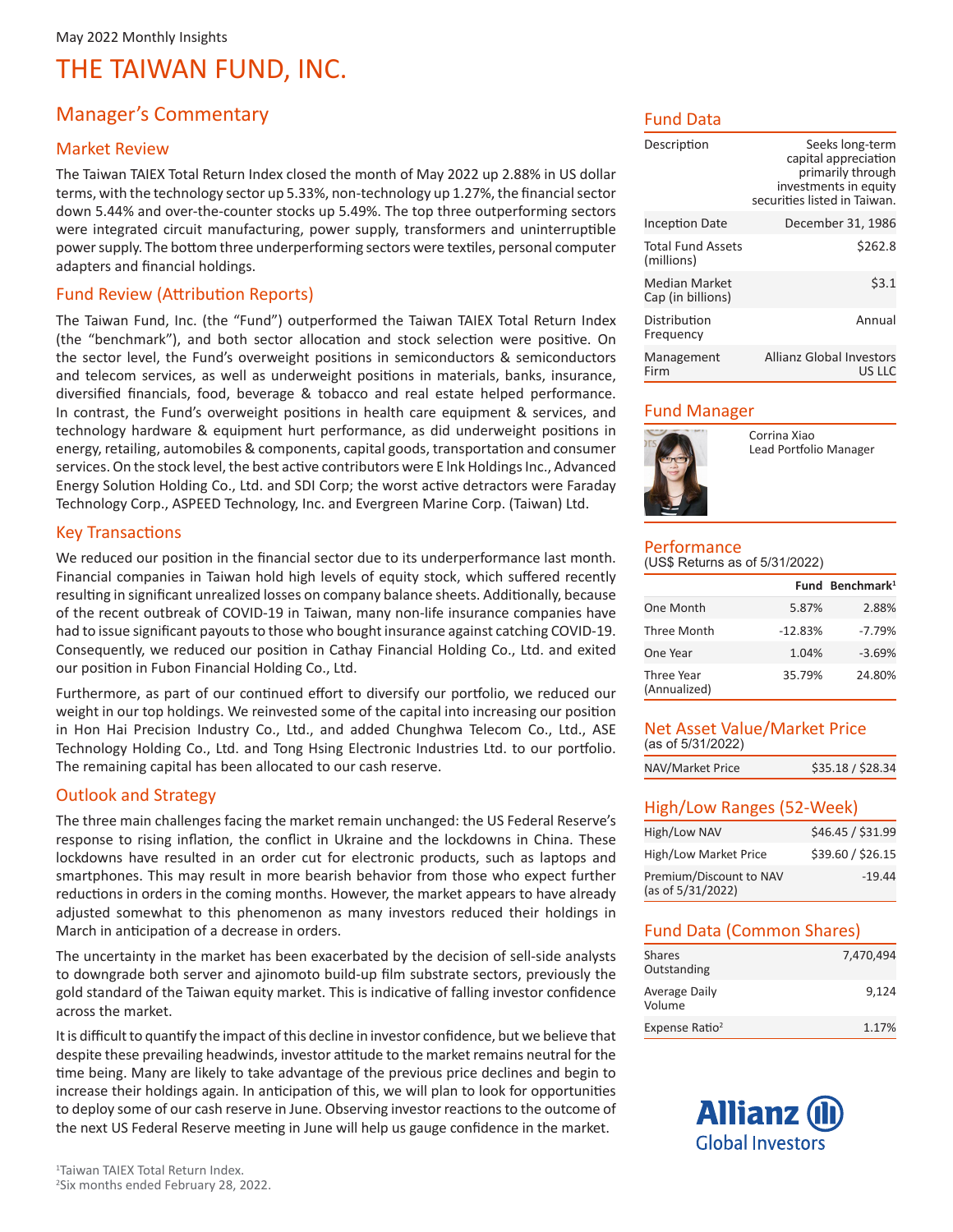May 2022 Monthly Insights

# THE TAIWAN FUND, INC.

## Manager's Commentary

### Market Review

The Taiwan TAIEX Total Return Index closed the month of May 2022 up 2.88% in US dollar terms, with the technology sector up 5.33%, non-technology up 1.27%, the financial sector down 5.44% and over-the-counter stocks up 5.49%. The top three outperforming sectors were integrated circuit manufacturing, power supply, transformers and uninterruptible power supply. The bottom three underperforming sectors were textiles, personal computer adapters and financial holdings.

### Fund Review (Attribution Reports)

The Taiwan Fund, Inc. (the "Fund") outperformed the Taiwan TAIEX Total Return Index (the "benchmark"), and both sector allocation and stock selection were positive. On the sector level, the Fund's overweight positions in semiconductors & semiconductors and telecom services, as well as underweight positions in materials, banks, insurance, diversified financials, food, beverage & tobacco and real estate helped performance. In contrast, the Fund's overweight positions in health care equipment & services, and technology hardware & equipment hurt performance, as did underweight positions in energy, retailing, automobiles & components, capital goods, transportation and consumer services. On the stock level, the best active contributors were E Ink Holdings Inc., Advanced Energy Solution Holding Co., Ltd. and SDI Corp; the worst active detractors were Faraday Technology Corp., ASPEED Technology, Inc. and Evergreen Marine Corp. (Taiwan) Ltd.

### Key Transactions

We reduced our position in the financial sector due to its underperformance last month. Financial companies in Taiwan hold high levels of equity stock, which suffered recently resulting in significant unrealized losses on company balance sheets. Additionally, because of the recent outbreak of COVID-19 in Taiwan, many non-life insurance companies have had to issue significant payouts to those who bought insurance against catching COVID-19. Consequently, we reduced our position in Cathay Financial Holding Co., Ltd. and exited our position in Fubon Financial Holding Co., Ltd.

Furthermore, as part of our continued effort to diversify our portfolio, we reduced our weight in our top holdings. We reinvested some of the capital into increasing our position in Hon Hai Precision Industry Co., Ltd., and added Chunghwa Telecom Co., Ltd., ASE Technology Holding Co., Ltd. and Tong Hsing Electronic Industries Ltd. to our portfolio. The remaining capital has been allocated to our cash reserve.

### Outlook and Strategy

The three main challenges facing the market remain unchanged: the US Federal Reserve's response to rising inflation, the conflict in Ukraine and the lockdowns in China. These lockdowns have resulted in an order cut for electronic products, such as laptops and smartphones. This may result in more bearish behavior from those who expect further reductions in orders in the coming months. However, the market appears to have already adjusted somewhat to this phenomenon as many investors reduced their holdings in March in anticipation of a decrease in orders.

The uncertainty in the market has been exacerbated by the decision of sell-side analysts to downgrade both server and ajinomoto build-up film substrate sectors, previously the gold standard of the Taiwan equity market. This is indicative of falling investor confidence across the market.

It is difficult to quantify the impact of this decline in investor confidence, but we believe that despite these prevailing headwinds, investor attitude to the market remains neutral for the time being. Many are likely to take advantage of the previous price declines and begin to increase their holdings again. In anticipation of this, we will plan to look for opportunities to deploy some of our cash reserve in June. Observing investor reactions to the outcome of the next US Federal Reserve meeting in June will help us gauge confidence in the market.

## Fund Data

| | |
|---|---|
| Description | Seeks long-term capital appreciation primarily through investments in equity securities listed in Taiwan. |
| Inception Date | December 31, 1986 |
| Total Fund Assets (millions) | $262.8 |
| Median Market Cap (in billions) | $3.1 |
| Distribution Frequency | Annual |
| Management Firm | Allianz Global Investors US LLC |

## Fund Manager

Corrina Xiao
Lead Portfolio Manager

## Performance

(US$ Returns as of 5/31/2022)

| | Fund | Benchmark[1] |
|---|---|---|
| One Month | 5.87% | 2.88% |
| Three Month | -12.83% | -7.79% |
| One Year | 1.04% | -3.69% |
| Three Year (Annualized) | 35.79% | 24.80% |

## Net Asset Value/Market Price

(as of 5/31/2022)

| | |
|---|---|
| NAV/Market Price | $35.18 / $28.34 |

## High/Low Ranges (52-Week)

| | |
|---|---|
| High/Low NAV | $46.45 / $31.99 |
| High/Low Market Price | $39.60 / $26.15 |
| Premium/Discount to NAV (as of 5/31/2022) | -19.44 |

## Fund Data (Common Shares)

| | |
|---|---|
| Shares Outstanding | 7,470,494 |
| Average Daily Volume | 9,124 |
| Expense Ratio[2] | 1.17% |

Allianz Global Investors

[1]Taiwan TAIEX Total Return Index.
[2]Six months ended February 28, 2022.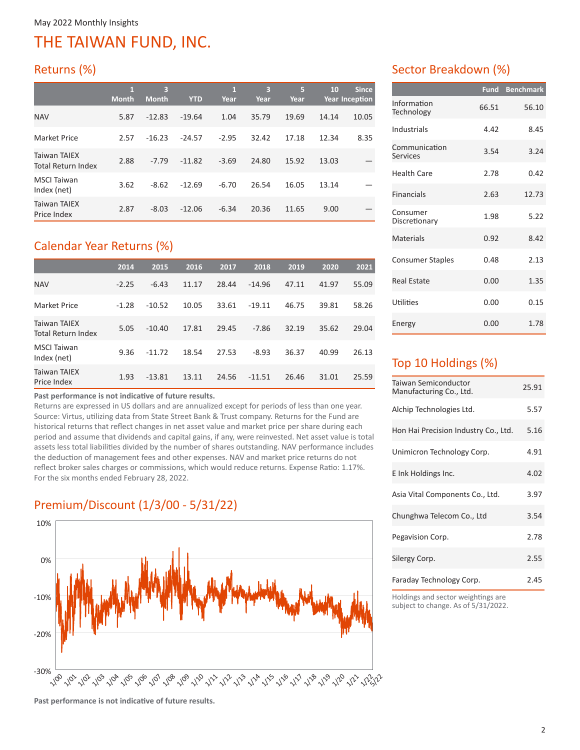May 2022 Monthly Insights

# THE TAIWAN FUND, INC.

## Returns (%)

| | 1 Month | 3 Month | YTD | 1 Year | 3 Year | 5 Year | 10 Year | Since Inception |
|---|---|---|---|---|---|---|---|---|
| NAV | 5.87 | -12.83 | -19.64 | 1.04 | 35.79 | 19.69 | 14.14 | 10.05 |
| Market Price | 2.57 | -16.23 | -24.57 | -2.95 | 32.42 | 17.18 | 12.34 | 8.35 |
| Taiwan TAIEX Total Return Index | 2.88 | -7.79 | -11.82 | -3.69 | 24.80 | 15.92 | 13.03 | — |
| MSCI Taiwan Index (net) | 3.62 | -8.62 | -12.69 | -6.70 | 26.54 | 16.05 | 13.14 | — |
| Taiwan TAIEX Price Index | 2.87 | -8.03 | -12.06 | -6.34 | 20.36 | 11.65 | 9.00 | — |

## Calendar Year Returns (%)

| | 2014 | 2015 | 2016 | 2017 | 2018 | 2019 | 2020 | 2021 |
|---|---|---|---|---|---|---|---|---|
| NAV | -2.25 | -6.43 | 11.17 | 28.44 | -14.96 | 47.11 | 41.97 | 55.09 |
| Market Price | -1.28 | -10.52 | 10.05 | 33.61 | -19.11 | 46.75 | 39.81 | 58.26 |
| Taiwan TAIEX Total Return Index | 5.05 | -10.40 | 17.81 | 29.45 | -7.86 | 32.19 | 35.62 | 29.04 |
| MSCI Taiwan Index (net) | 9.36 | -11.72 | 18.54 | 27.53 | -8.93 | 36.37 | 40.99 | 26.13 |
| Taiwan TAIEX Price Index | 1.93 | -13.81 | 13.11 | 24.56 | -11.51 | 26.46 | 31.01 | 25.59 |

**Past performance is not indicative of future results.**
Returns are expressed in US dollars and are annualized except for periods of less than one year. Source: Virtus, utilizing data from State Street Bank & Trust company. Returns for the Fund are historical returns that reflect changes in net asset value and market price per share during each period and assume that dividends and capital gains, if any, were reinvested. Net asset value is total assets less total liabilities divided by the number of shares outstanding. NAV performance includes the deduction of management fees and other expenses. NAV and market price returns do not reflect broker sales charges or commissions, which would reduce returns. Expense Ratio: 1.17%. For the six months ended February 28, 2022.

## Premium/Discount (1/3/00 - 5/31/22)

**Past performance is not indicative of future results.**

## Sector Breakdown (%)

| | Fund | Benchmark |
|---|---|---|
| Information Technology | 66.51 | 56.10 |
| Industrials | 4.42 | 8.45 |
| Communication Services | 3.54 | 3.24 |
| Health Care | 2.78 | 0.42 |
| Financials | 2.63 | 12.73 |
| Consumer Discretionary | 1.98 | 5.22 |
| Materials | 0.92 | 8.42 |
| Consumer Staples | 0.48 | 2.13 |
| Real Estate | 0.00 | 1.35 |
| Utilities | 0.00 | 0.15 |
| Energy | 0.00 | 1.78 |

## Top 10 Holdings (%)

| | |
|---|---|
| Taiwan Semiconductor Manufacturing Co., Ltd. | 25.91 |
| Alchip Technologies Ltd. | 5.57 |
| Hon Hai Precision Industry Co., Ltd. | 5.16 |
| Unimicron Technology Corp. | 4.91 |
| E Ink Holdings Inc. | 4.02 |
| Asia Vital Components Co., Ltd. | 3.97 |
| Chunghwa Telecom Co., Ltd | 3.54 |
| Pegavision Corp. | 2.78 |
| Silergy Corp. | 2.55 |
| Faraday Technology Corp. | 2.45 |

Holdings and sector weightings are subject to change. As of 5/31/2022.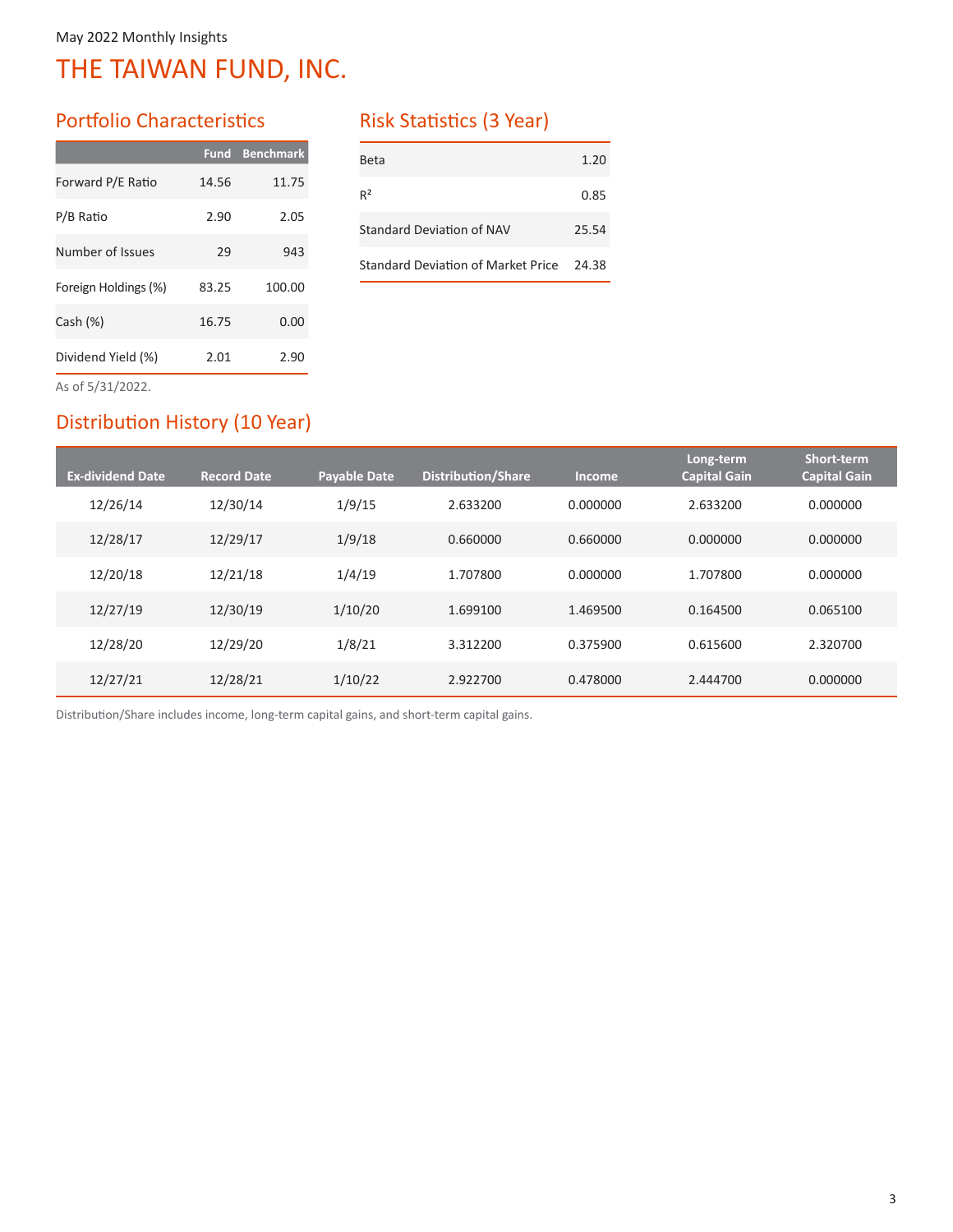May 2022 Monthly Insights

# THE TAIWAN FUND, INC.

## Portfolio Characteristics

| | Fund | Benchmark |
|---|---|---|
| Forward P/E Ratio | 14.56 | 11.75 |
| P/B Ratio | 2.90 | 2.05 |
| Number of Issues | 29 | 943 |
| Foreign Holdings (%) | 83.25 | 100.00 |
| Cash (%) | 16.75 | 0.00 |
| Dividend Yield (%) | 2.01 | 2.90 |

As of 5/31/2022.

## Risk Statistics (3 Year)

| | |
|---|---|
| Beta | 1.20 |
| $R^2$ | 0.85 |
| Standard Deviation of NAV | 25.54 |
| Standard Deviation of Market Price | 24.38 |

## Distribution History (10 Year)

| Ex-dividend Date | Record Date | Payable Date | Distribution/Share | Income | Long-term Capital Gain | Short-term Capital Gain |
|---|---|---|---|---|---|---|
| 12/26/14 | 12/30/14 | 1/9/15 | 2.633200 | 0.000000 | 2.633200 | 0.000000 |
| 12/28/17 | 12/29/17 | 1/9/18 | 0.660000 | 0.660000 | 0.000000 | 0.000000 |
| 12/20/18 | 12/21/18 | 1/4/19 | 1.707800 | 0.000000 | 1.707800 | 0.000000 |
| 12/27/19 | 12/30/19 | 1/10/20 | 1.699100 | 1.469500 | 0.164500 | 0.065100 |
| 12/28/20 | 12/29/20 | 1/8/21 | 3.312200 | 0.375900 | 0.615600 | 2.320700 |
| 12/27/21 | 12/28/21 | 1/10/22 | 2.922700 | 0.478000 | 2.444700 | 0.000000 |

Distribution/Share includes income, long-term capital gains, and short-term capital gains.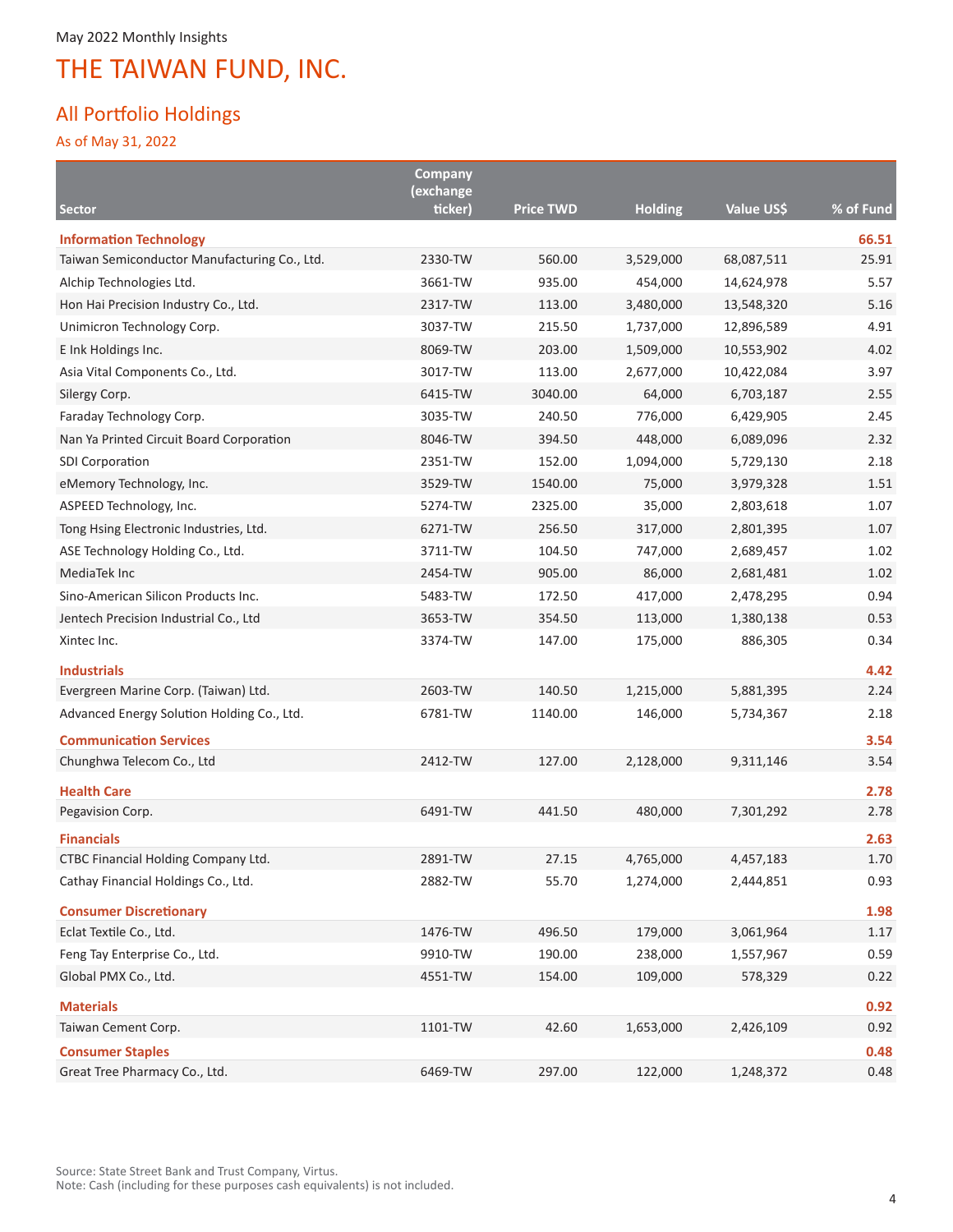May 2022 Monthly Insights

# THE TAIWAN FUND, INC.

## All Portfolio Holdings

As of May 31, 2022

| Sector | Company (exchange ticker) | Price TWD | Holding | Value US$ | % of Fund |
|---|---|---|---|---|---|
| **Information Technology** | | | | | **66.51** |
| Taiwan Semiconductor Manufacturing Co., Ltd. | 2330-TW | 560.00 | 3,529,000 | 68,087,511 | 25.91 |
| Alchip Technologies Ltd. | 3661-TW | 935.00 | 454,000 | 14,624,978 | 5.57 |
| Hon Hai Precision Industry Co., Ltd. | 2317-TW | 113.00 | 3,480,000 | 13,548,320 | 5.16 |
| Unimicron Technology Corp. | 3037-TW | 215.50 | 1,737,000 | 12,896,589 | 4.91 |
| E Ink Holdings Inc. | 8069-TW | 203.00 | 1,509,000 | 10,553,902 | 4.02 |
| Asia Vital Components Co., Ltd. | 3017-TW | 113.00 | 2,677,000 | 10,422,084 | 3.97 |
| Silergy Corp. | 6415-TW | 3040.00 | 64,000 | 6,703,187 | 2.55 |
| Faraday Technology Corp. | 3035-TW | 240.50 | 776,000 | 6,429,905 | 2.45 |
| Nan Ya Printed Circuit Board Corporation | 8046-TW | 394.50 | 448,000 | 6,089,096 | 2.32 |
| SDI Corporation | 2351-TW | 152.00 | 1,094,000 | 5,729,130 | 2.18 |
| eMemory Technology, Inc. | 3529-TW | 1540.00 | 75,000 | 3,979,328 | 1.51 |
| ASPEED Technology, Inc. | 5274-TW | 2325.00 | 35,000 | 2,803,618 | 1.07 |
| Tong Hsing Electronic Industries, Ltd. | 6271-TW | 256.50 | 317,000 | 2,801,395 | 1.07 |
| ASE Technology Holding Co., Ltd. | 3711-TW | 104.50 | 747,000 | 2,689,457 | 1.02 |
| MediaTek Inc | 2454-TW | 905.00 | 86,000 | 2,681,481 | 1.02 |
| Sino-American Silicon Products Inc. | 5483-TW | 172.50 | 417,000 | 2,478,295 | 0.94 |
| Jentech Precision Industrial Co., Ltd | 3653-TW | 354.50 | 113,000 | 1,380,138 | 0.53 |
| Xintec Inc. | 3374-TW | 147.00 | 175,000 | 886,305 | 0.34 |
| **Industrials** | | | | | **4.42** |
| Evergreen Marine Corp. (Taiwan) Ltd. | 2603-TW | 140.50 | 1,215,000 | 5,881,395 | 2.24 |
| Advanced Energy Solution Holding Co., Ltd. | 6781-TW | 1140.00 | 146,000 | 5,734,367 | 2.18 |
| **Communication Services** | | | | | **3.54** |
| Chunghwa Telecom Co., Ltd | 2412-TW | 127.00 | 2,128,000 | 9,311,146 | 3.54 |
| **Health Care** | | | | | **2.78** |
| Pegavision Corp. | 6491-TW | 441.50 | 480,000 | 7,301,292 | 2.78 |
| **Financials** | | | | | **2.63** |
| CTBC Financial Holding Company Ltd. | 2891-TW | 27.15 | 4,765,000 | 4,457,183 | 1.70 |
| Cathay Financial Holdings Co., Ltd. | 2882-TW | 55.70 | 1,274,000 | 2,444,851 | 0.93 |
| **Consumer Discretionary** | | | | | **1.98** |
| Eclat Textile Co., Ltd. | 1476-TW | 496.50 | 179,000 | 3,061,964 | 1.17 |
| Feng Tay Enterprise Co., Ltd. | 9910-TW | 190.00 | 238,000 | 1,557,967 | 0.59 |
| Global PMX Co., Ltd. | 4551-TW | 154.00 | 109,000 | 578,329 | 0.22 |
| **Materials** | | | | | **0.92** |
| Taiwan Cement Corp. | 1101-TW | 42.60 | 1,653,000 | 2,426,109 | 0.92 |
| **Consumer Staples** | | | | | **0.48** |
| Great Tree Pharmacy Co., Ltd. | 6469-TW | 297.00 | 122,000 | 1,248,372 | 0.48 |

Source: State Street Bank and Trust Company, Virtus.
Note: Cash (including for these purposes cash equivalents) is not included.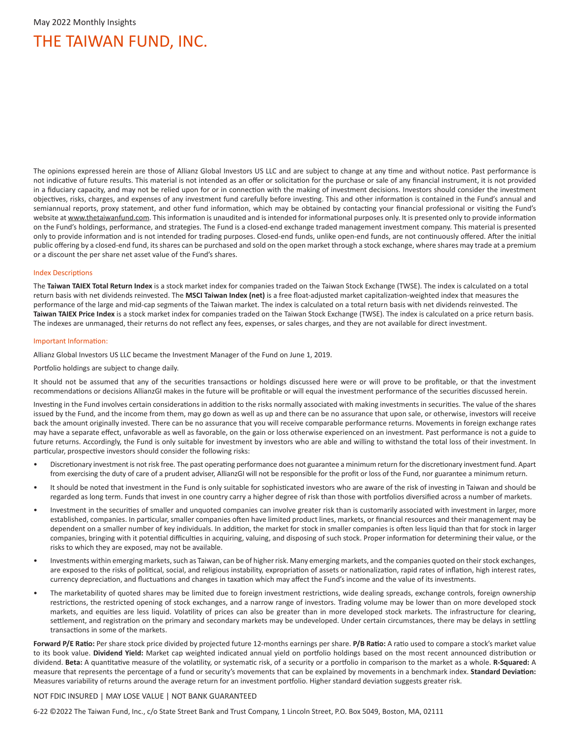May 2022 Monthly Insights

# THE TAIWAN FUND, INC.

The opinions expressed herein are those of Allianz Global Investors US LLC and are subject to change at any time and without notice. Past performance is not indicative of future results. This material is not intended as an offer or solicitation for the purchase or sale of any financial instrument, it is not provided in a fiduciary capacity, and may not be relied upon for or in connection with the making of investment decisions. Investors should consider the investment objectives, risks, charges, and expenses of any investment fund carefully before investing. This and other information is contained in the Fund's annual and semiannual reports, proxy statement, and other fund information, which may be obtained by contacting your financial professional or visiting the Fund's website at www.thetaiwanfund.com. This information is unaudited and is intended for informational purposes only. It is presented only to provide information on the Fund's holdings, performance, and strategies. The Fund is a closed-end exchange traded management investment company. This material is presented only to provide information and is not intended for trading purposes. Closed-end funds, unlike open-end funds, are not continuously offered. After the initial public offering by a closed-end fund, its shares can be purchased and sold on the open market through a stock exchange, where shares may trade at a premium or a discount the per share net asset value of the Fund's shares.

### Index Descriptions

The **Taiwan TAIEX Total Return Index** is a stock market index for companies traded on the Taiwan Stock Exchange (TWSE). The index is calculated on a total return basis with net dividends reinvested. The **MSCI Taiwan Index (net)** is a free float-adjusted market capitalization-weighted index that measures the performance of the large and mid-cap segments of the Taiwan market. The index is calculated on a total return basis with net dividends reinvested. The **Taiwan TAIEX Price Index** is a stock market index for companies traded on the Taiwan Stock Exchange (TWSE). The index is calculated on a price return basis. The indexes are unmanaged, their returns do not reflect any fees, expenses, or sales charges, and they are not available for direct investment.

### Important Information:

Allianz Global Investors US LLC became the Investment Manager of the Fund on June 1, 2019.

Portfolio holdings are subject to change daily.

It should not be assumed that any of the securities transactions or holdings discussed here were or will prove to be profitable, or that the investment recommendations or decisions AllianzGI makes in the future will be profitable or will equal the investment performance of the securities discussed herein.

Investing in the Fund involves certain considerations in addition to the risks normally associated with making investments in securities. The value of the shares issued by the Fund, and the income from them, may go down as well as up and there can be no assurance that upon sale, or otherwise, investors will receive back the amount originally invested. There can be no assurance that you will receive comparable performance returns. Movements in foreign exchange rates may have a separate effect, unfavorable as well as favorable, on the gain or loss otherwise experienced on an investment. Past performance is not a guide to future returns. Accordingly, the Fund is only suitable for investment by investors who are able and willing to withstand the total loss of their investment. In particular, prospective investors should consider the following risks:

- Discretionary investment is not risk free. The past operating performance does not guarantee a minimum return for the discretionary investment fund. Apart from exercising the duty of care of a prudent adviser, AllianzGI will not be responsible for the profit or loss of the Fund, nor guarantee a minimum return.
- It should be noted that investment in the Fund is only suitable for sophisticated investors who are aware of the risk of investing in Taiwan and should be regarded as long term. Funds that invest in one country carry a higher degree of risk than those with portfolios diversified across a number of markets.
- Investment in the securities of smaller and unquoted companies can involve greater risk than is customarily associated with investment in larger, more established, companies. In particular, smaller companies often have limited product lines, markets, or financial resources and their management may be dependent on a smaller number of key individuals. In addition, the market for stock in smaller companies is often less liquid than that for stock in larger companies, bringing with it potential difficulties in acquiring, valuing, and disposing of such stock. Proper information for determining their value, or the risks to which they are exposed, may not be available.
- Investments within emerging markets, such as Taiwan, can be of higher risk. Many emerging markets, and the companies quoted on their stock exchanges, are exposed to the risks of political, social, and religious instability, expropriation of assets or nationalization, rapid rates of inflation, high interest rates, currency depreciation, and fluctuations and changes in taxation which may affect the Fund's income and the value of its investments.
- The marketability of quoted shares may be limited due to foreign investment restrictions, wide dealing spreads, exchange controls, foreign ownership restrictions, the restricted opening of stock exchanges, and a narrow range of investors. Trading volume may be lower than on more developed stock markets, and equities are less liquid. Volatility of prices can also be greater than in more developed stock markets. The infrastructure for clearing, settlement, and registration on the primary and secondary markets may be undeveloped. Under certain circumstances, there may be delays in settling transactions in some of the markets.

**Forward P/E Ratio:** Per share stock price divided by projected future 12-months earnings per share. **P/B Ratio:** A ratio used to compare a stock's market value to its book value. **Dividend Yield:** Market cap weighted indicated annual yield on portfolio holdings based on the most recent announced distribution or dividend. **Beta:** A quantitative measure of the volatility, or systematic risk, of a security or a portfolio in comparison to the market as a whole. **R-Squared:** A measure that represents the percentage of a fund or security's movements that can be explained by movements in a benchmark index. **Standard Deviation:** Measures variability of returns around the average return for an investment portfolio. Higher standard deviation suggests greater risk.

NOT FDIC INSURED | MAY LOSE VALUE | NOT BANK GUARANTEED

6-22 ©2022 The Taiwan Fund, Inc., c/o State Street Bank and Trust Company, 1 Lincoln Street, P.O. Box 5049, Boston, MA, 02111